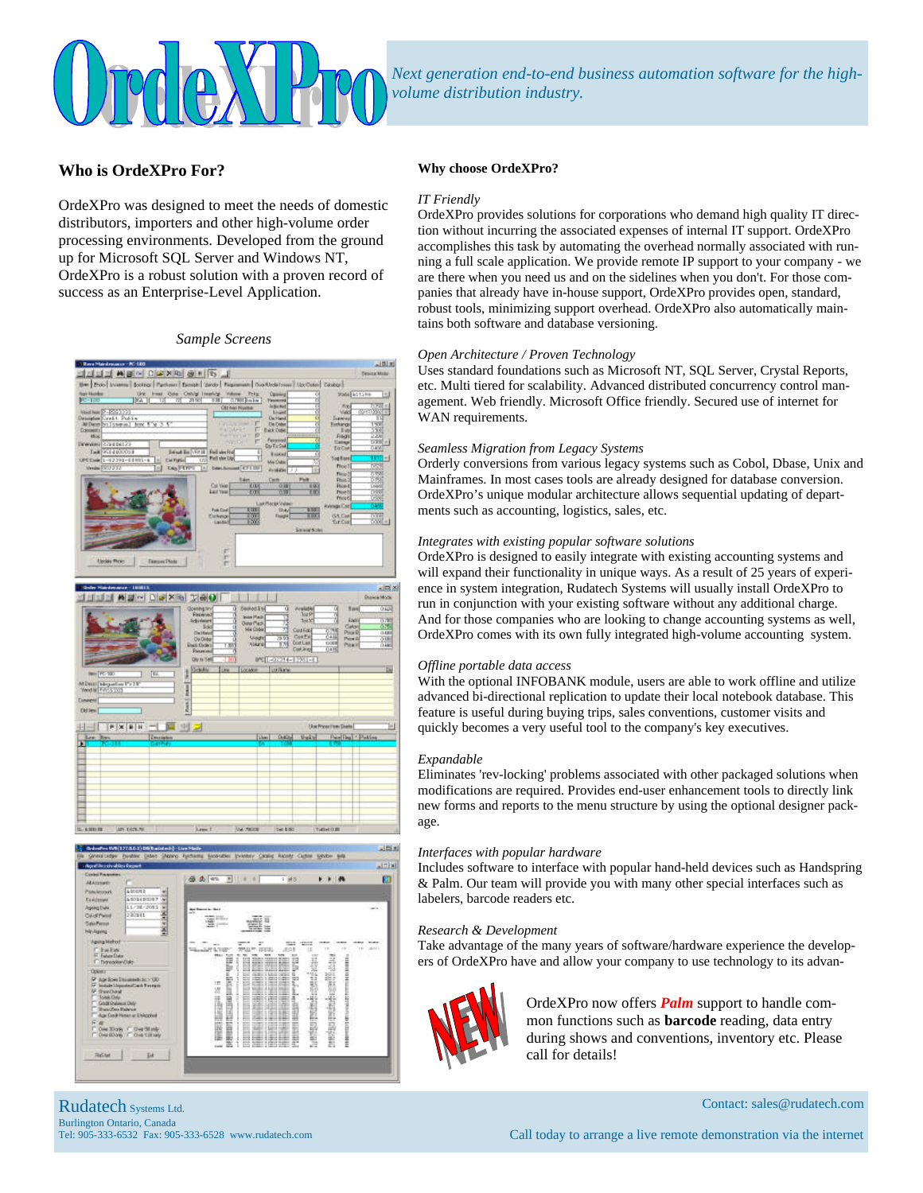# OrdeXPro

*Next generation end-to-end business automation software for the high-volume distribution industry.*

## Who is OrdeXPro For?

OrdeXPro was designed to meet the needs of domestic distributors, importers and other high-volume order processing environments. Developed from the ground up for Microsoft SQL Server and Windows NT, OrdeXPro is a robust solution with a proven record of success as an Enterprise-Level Application.

*Sample Screens*

## Why choose OrdeXPro?

*IT Friendly*
OrdeXPro provides solutions for corporations who demand high quality IT direction without incurring the associated expenses of internal IT support. OrdeXPro accomplishes this task by automating the overhead normally associated with running a full scale application. We provide remote IP support to your company - we are there when you need us and on the sidelines when you don't. For those companies that already have in-house support, OrdeXPro provides open, standard, robust tools, minimizing support overhead. OrdeXPro also automatically maintains both software and database versioning.

*Open Architecture / Proven Technology*
Uses standard foundations such as Microsoft NT, SQL Server, Crystal Reports, etc. Multi tiered for scalability. Advanced distributed concurrency control management. Web friendly. Microsoft Office friendly. Secured use of internet for WAN requirements.

*Seamless Migration from Legacy Systems*
Orderly conversions from various legacy systems such as Cobol, Dbase, Unix and Mainframes. In most cases tools are already designed for database conversion. OrdeXPro's unique modular architecture allows sequential updating of departments such as accounting, logistics, sales, etc.

*Integrates with existing popular software solutions*
OrdeXPro is designed to easily integrate with existing accounting systems and will expand their functionality in unique ways. As a result of 25 years of experience in system integration, Rudatech Systems will usually install OrdeXPro to run in conjunction with your existing software without any additional charge. And for those companies who are looking to change accounting systems as well, OrdeXPro comes with its own fully integrated high-volume accounting system.

*Offline portable data access*
With the optional INFOBANK module, users are able to work offline and utilize advanced bi-directional replication to update their local notebook database. This feature is useful during buying trips, sales conventions, customer visits and quickly becomes a very useful tool to the company's key executives.

*Expandable*
Eliminates 'rev-locking' problems associated with other packaged solutions when modifications are required. Provides end-user enhancement tools to directly link new forms and reports to the menu structure by using the optional designer package.

*Interfaces with popular hardware*
Includes software to interface with popular hand-held devices such as Handspring & Palm. Our team will provide you with many other special interfaces such as labelers, barcode readers etc.

*Research & Development*
Take advantage of the many years of software/hardware experience the developers of OrdeXPro have and allow your company to use technology to its advan-

NEW

OrdeXPro now offers ***Palm*** support to handle common functions such as **barcode** reading, data entry during shows and conventions, inventory etc. Please call for details!

Rudatech Systems Ltd.
Burlington Ontario, Canada
Tel: 905-333-6532 Fax: 905-333-6528 www.rudatech.com

Contact: sales@rudatech.com

Call today to arrange a live remote demonstration via the internet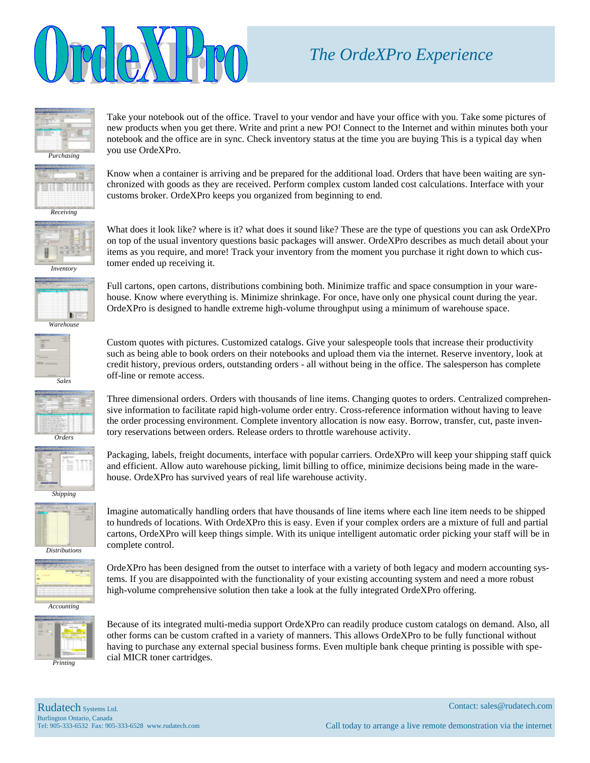# OrdeXPro

## *The OrdeXPro Experience*

*Purchasing*

Take your notebook out of the office. Travel to your vendor and have your office with you. Take some pictures of new products when you get there. Write and print a new PO! Connect to the Internet and within minutes both your notebook and the office are in sync. Check inventory status at the time you are buying This is a typical day when you use OrdeXPro.

*Receiving*

Know when a container is arriving and be prepared for the additional load. Orders that have been waiting are synchronized with goods as they are received. Perform complex custom landed cost calculations. Interface with your customs broker. OrdeXPro keeps you organized from beginning to end.

*Inventory*

What does it look like? where is it? what does it sound like? These are the type of questions you can ask OrdeXPro on top of the usual inventory questions basic packages will answer. OrdeXPro describes as much detail about your items as you require, and more! Track your inventory from the moment you purchase it right down to which customer ended up receiving it.

*Warehouse*

Full cartons, open cartons, distributions combining both. Minimize traffic and space consumption in your warehouse. Know where everything is. Minimize shrinkage. For once, have only one physical count during the year. OrdeXPro is designed to handle extreme high-volume throughput using a minimum of warehouse space.

*Sales*

Custom quotes with pictures. Customized catalogs. Give your salespeople tools that increase their productivity such as being able to book orders on their notebooks and upload them via the internet. Reserve inventory, look at credit history, previous orders, outstanding orders - all without being in the office. The salesperson has complete off-line or remote access.

*Orders*

Three dimensional orders. Orders with thousands of line items. Changing quotes to orders. Centralized comprehensive information to facilitate rapid high-volume order entry. Cross-reference information without having to leave the order processing environment. Complete inventory allocation is now easy. Borrow, transfer, cut, paste inventory reservations between orders. Release orders to throttle warehouse activity.

*Shipping*

Packaging, labels, freight documents, interface with popular carriers. OrdeXPro will keep your shipping staff quick and efficient. Allow auto warehouse picking, limit billing to office, minimize decisions being made in the warehouse. OrdeXPro has survived years of real life warehouse activity.

*Distributions*

Imagine automatically handling orders that have thousands of line items where each line item needs to be shipped to hundreds of locations. With OrdeXPro this is easy. Even if your complex orders are a mixture of full and partial cartons, OrdeXPro will keep things simple. With its unique intelligent automatic order picking your staff will be in complete control.

*Accounting*

OrdeXPro has been designed from the outset to interface with a variety of both legacy and modern accounting systems. If you are disappointed with the functionality of your existing accounting system and need a more robust high-volume comprehensive solution then take a look at the fully integrated OrdeXPro offering.

*Printing*

Because of its integrated multi-media support OrdeXPro can readily produce custom catalogs on demand. Also, all other forms can be custom crafted in a variety of manners. This allows OrdeXPro to be fully functional without having to purchase any external special business forms. Even multiple bank cheque printing is possible with special MICR toner cartridges.

Rudatech Systems Ltd.
Burlington Ontario, Canada
Tel: 905-333-6532 Fax: 905-333-6528 www.rudatech.com

Contact: sales@rudatech.com

Call today to arrange a live remote demonstration via the internet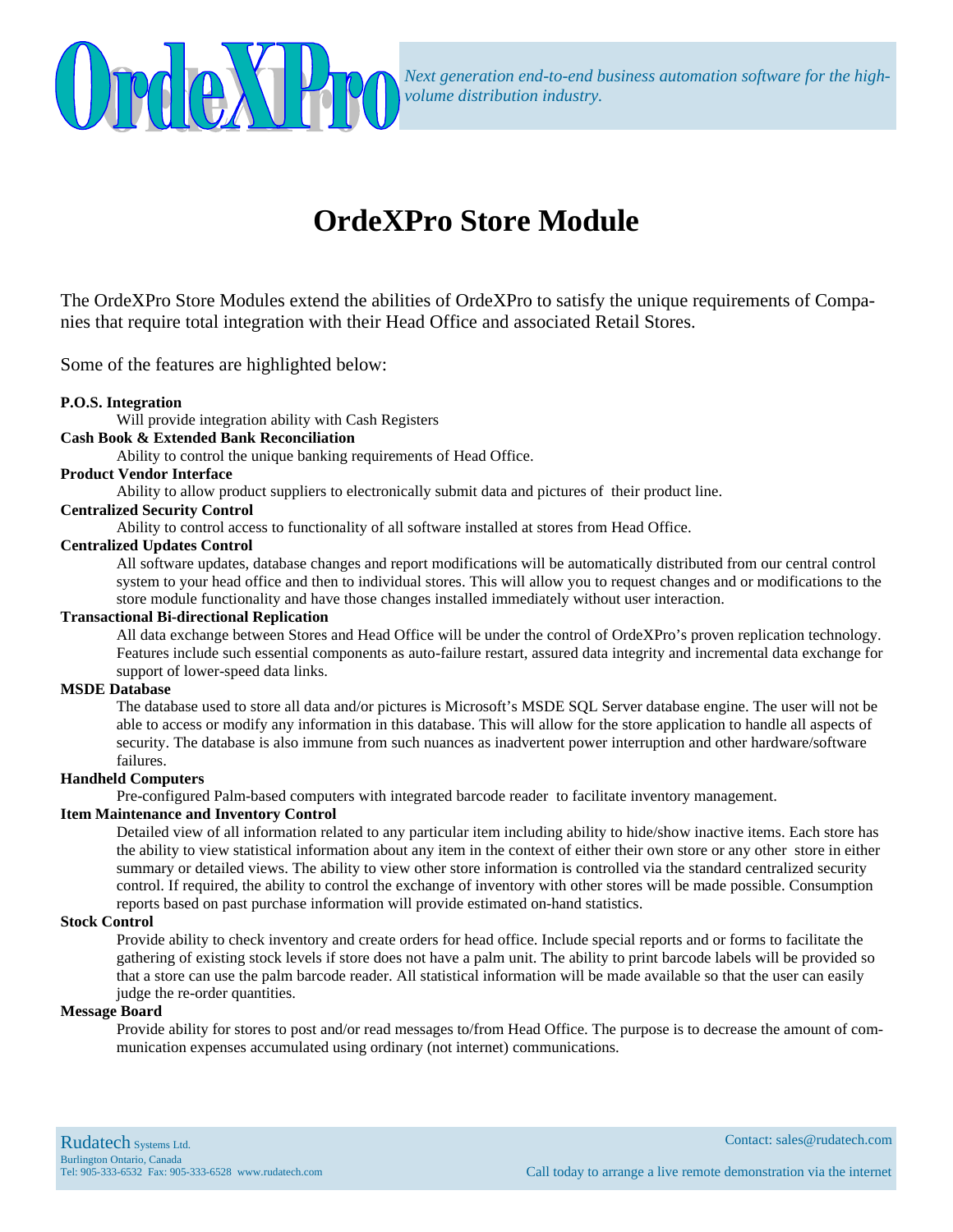OrdeXPro

*Next generation end-to-end business automation software for the high-volume distribution industry.*

# OrdeXPro Store Module

The OrdeXPro Store Modules extend the abilities of OrdeXPro to satisfy the unique requirements of Companies that require total integration with their Head Office and associated Retail Stores.

Some of the features are highlighted below:

**P.O.S. Integration**

Will provide integration ability with Cash Registers

**Cash Book & Extended Bank Reconciliation**

Ability to control the unique banking requirements of Head Office.

**Product Vendor Interface**

Ability to allow product suppliers to electronically submit data and pictures of their product line.

**Centralized Security Control**

Ability to control access to functionality of all software installed at stores from Head Office.

**Centralized Updates Control**

All software updates, database changes and report modifications will be automatically distributed from our central control system to your head office and then to individual stores. This will allow you to request changes and or modifications to the store module functionality and have those changes installed immediately without user interaction.

**Transactional Bi-directional Replication**

All data exchange between Stores and Head Office will be under the control of OrdeXPro's proven replication technology. Features include such essential components as auto-failure restart, assured data integrity and incremental data exchange for support of lower-speed data links.

**MSDE Database**

The database used to store all data and/or pictures is Microsoft's MSDE SQL Server database engine. The user will not be able to access or modify any information in this database. This will allow for the store application to handle all aspects of security. The database is also immune from such nuances as inadvertent power interruption and other hardware/software failures.

**Handheld Computers**

Pre-configured Palm-based computers with integrated barcode reader to facilitate inventory management.

**Item Maintenance and Inventory Control**

Detailed view of all information related to any particular item including ability to hide/show inactive items. Each store has the ability to view statistical information about any item in the context of either their own store or any other store in either summary or detailed views. The ability to view other store information is controlled via the standard centralized security control. If required, the ability to control the exchange of inventory with other stores will be made possible. Consumption reports based on past purchase information will provide estimated on-hand statistics.

**Stock Control**

Provide ability to check inventory and create orders for head office. Include special reports and or forms to facilitate the gathering of existing stock levels if store does not have a palm unit. The ability to print barcode labels will be provided so that a store can use the palm barcode reader. All statistical information will be made available so that the user can easily judge the re-order quantities.

**Message Board**

Provide ability for stores to post and/or read messages to/from Head Office. The purpose is to decrease the amount of communication expenses accumulated using ordinary (not internet) communications.

Rudatech Systems Ltd.
Burlington Ontario, Canada
Tel: 905-333-6532 Fax: 905-333-6528 www.rudatech.com

Contact: sales@rudatech.com

Call today to arrange a live remote demonstration via the internet